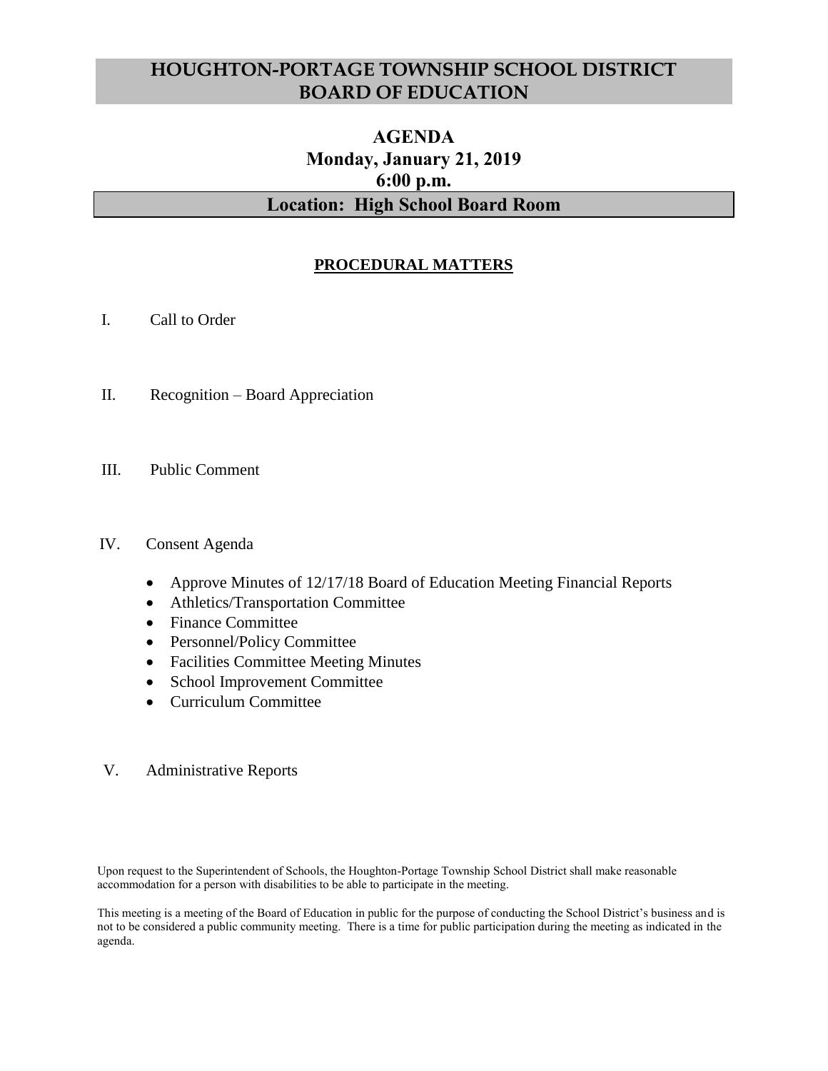# HOUGHTON-PORTAGE TOWNSHIP SCHOOL DISTRICT
# BOARD OF EDUCATION

## AGENDA
## Monday, January 21, 2019
## 6:00 p.m.
## Location: High School Board Room

**PROCEDURAL MATTERS**

I. Call to Order

II. Recognition – Board Appreciation

III. Public Comment

IV. Consent Agenda

- Approve Minutes of 12/17/18 Board of Education Meeting Financial Reports
- Athletics/Transportation Committee
- Finance Committee
- Personnel/Policy Committee
- Facilities Committee Meeting Minutes
- School Improvement Committee
- Curriculum Committee

V. Administrative Reports

Upon request to the Superintendent of Schools, the Houghton-Portage Township School District shall make reasonable accommodation for a person with disabilities to be able to participate in the meeting.

This meeting is a meeting of the Board of Education in public for the purpose of conducting the School District's business and is not to be considered a public community meeting. There is a time for public participation during the meeting as indicated in the agenda.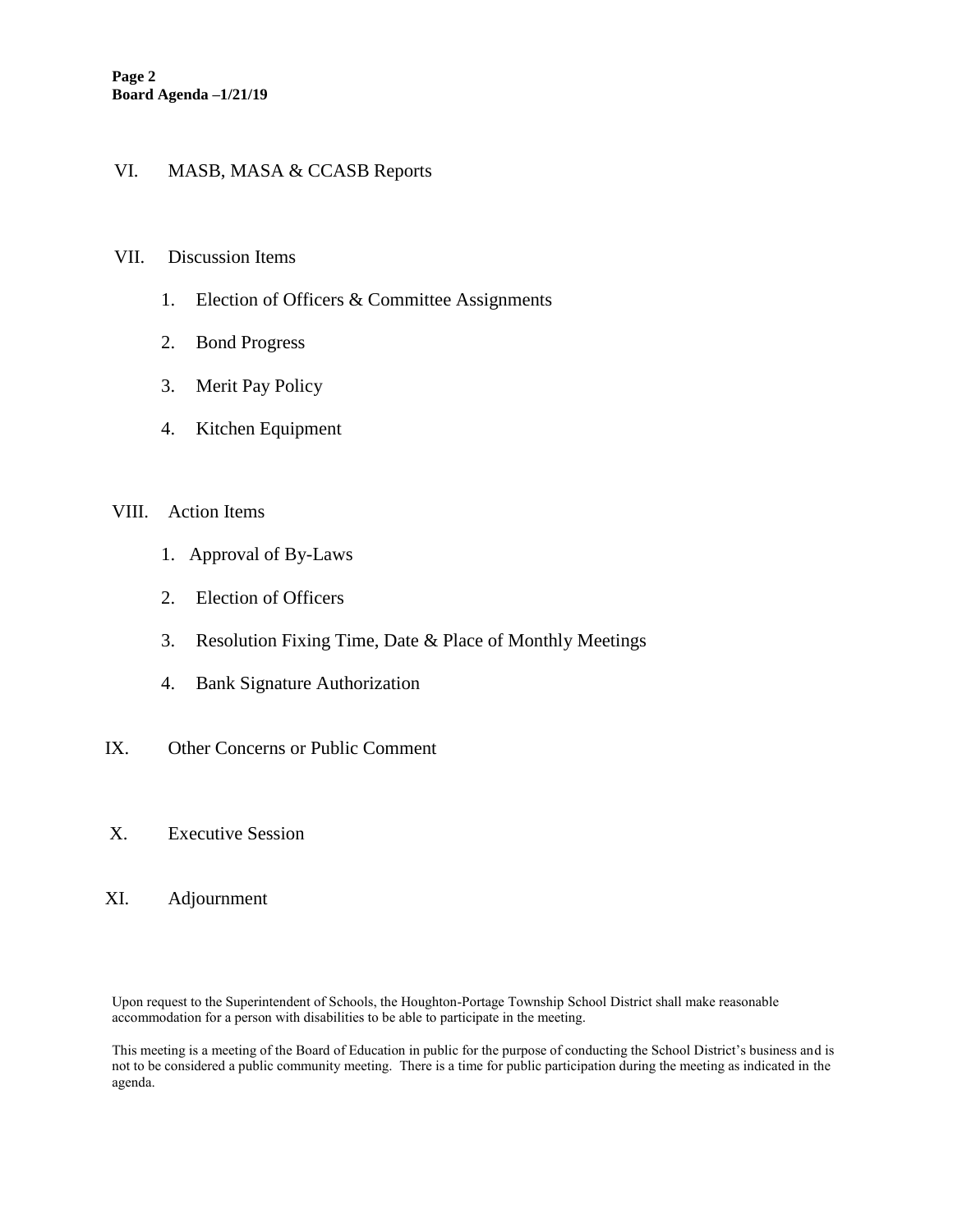VI. MASB, MASA & CCASB Reports

VII. Discussion Items

1. Election of Officers & Committee Assignments
2. Bond Progress
3. Merit Pay Policy
4. Kitchen Equipment

VIII. Action Items

1. Approval of By-Laws
2. Election of Officers
3. Resolution Fixing Time, Date & Place of Monthly Meetings
4. Bank Signature Authorization

IX. Other Concerns or Public Comment

X. Executive Session

XI. Adjournment

Upon request to the Superintendent of Schools, the Houghton-Portage Township School District shall make reasonable accommodation for a person with disabilities to be able to participate in the meeting.

This meeting is a meeting of the Board of Education in public for the purpose of conducting the School District's business and is not to be considered a public community meeting. There is a time for public participation during the meeting as indicated in the agenda.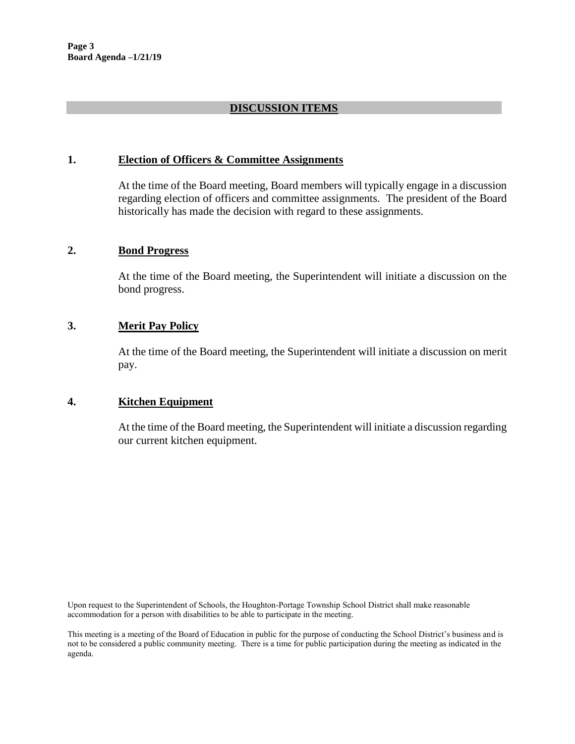## DISCUSSION ITEMS

### 1. Election of Officers & Committee Assignments

At the time of the Board meeting, Board members will typically engage in a discussion regarding election of officers and committee assignments. The president of the Board historically has made the decision with regard to these assignments.

### 2. Bond Progress

At the time of the Board meeting, the Superintendent will initiate a discussion on the bond progress.

### 3. Merit Pay Policy

At the time of the Board meeting, the Superintendent will initiate a discussion on merit pay.

### 4. Kitchen Equipment

At the time of the Board meeting, the Superintendent will initiate a discussion regarding our current kitchen equipment.

Upon request to the Superintendent of Schools, the Houghton-Portage Township School District shall make reasonable accommodation for a person with disabilities to be able to participate in the meeting.

This meeting is a meeting of the Board of Education in public for the purpose of conducting the School District's business and is not to be considered a public community meeting. There is a time for public participation during the meeting as indicated in the agenda.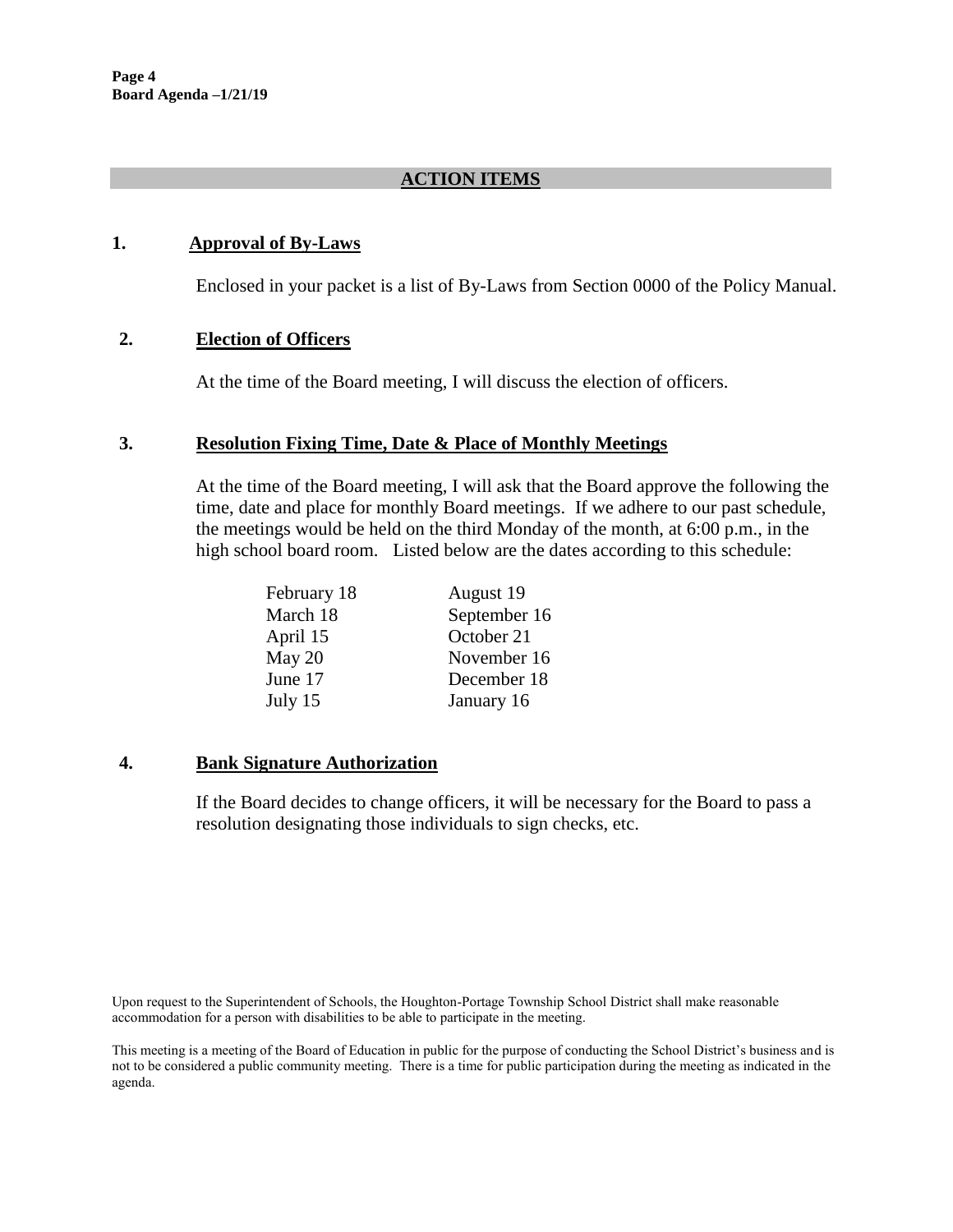## ACTION ITEMS

### 1. Approval of By-Laws

Enclosed in your packet is a list of By-Laws from Section 0000 of the Policy Manual.

### 2. Election of Officers

At the time of the Board meeting, I will discuss the election of officers.

### 3. Resolution Fixing Time, Date & Place of Monthly Meetings

At the time of the Board meeting, I will ask that the Board approve the following the time, date and place for monthly Board meetings. If we adhere to our past schedule, the meetings would be held on the third Monday of the month, at 6:00 p.m., in the high school board room. Listed below are the dates according to this schedule:

| | |
|---|---|
| February 18 | August 19 |
| March 18 | September 16 |
| April 15 | October 21 |
| May 20 | November 16 |
| June 17 | December 18 |
| July 15 | January 16 |

### 4. Bank Signature Authorization

If the Board decides to change officers, it will be necessary for the Board to pass a resolution designating those individuals to sign checks, etc.

Upon request to the Superintendent of Schools, the Houghton-Portage Township School District shall make reasonable accommodation for a person with disabilities to be able to participate in the meeting.

This meeting is a meeting of the Board of Education in public for the purpose of conducting the School District's business and is not to be considered a public community meeting. There is a time for public participation during the meeting as indicated in the agenda.